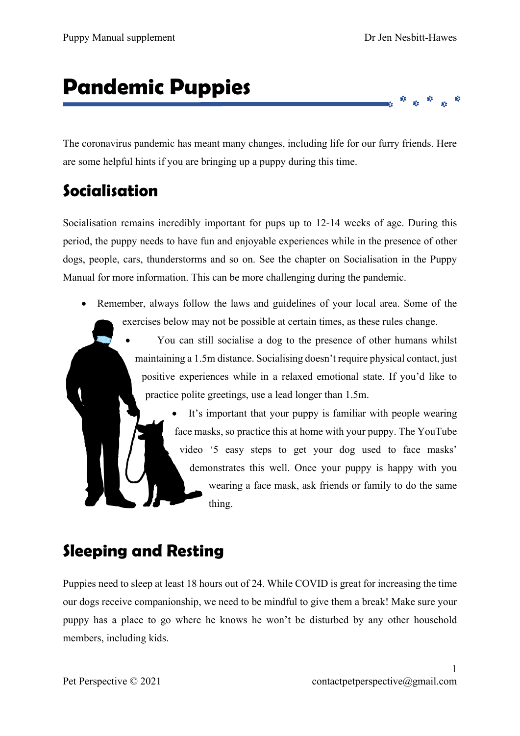# Pandemic Puppies

The coronavirus pandemic has meant many changes, including life for our furry friends. Here are some helpful hints if you are bringing up a puppy during this time.

## Socialisation

Socialisation remains incredibly important for pups up to 12-14 weeks of age. During this period, the puppy needs to have fun and enjoyable experiences while in the presence of other dogs, people, cars, thunderstorms and so on. See the chapter on Socialisation in the Puppy Manual for more information. This can be more challenging during the pandemic.

- Remember, always follow the laws and guidelines of your local area. Some of the exercises below may not be possible at certain times, as these rules change.
- You can still socialise a dog to the presence of other humans whilst maintaining a 1.5m distance. Socialising doesn't require physical contact, just positive experiences while in a relaxed emotional state. If you'd like to practice polite greetings, use a lead longer than 1.5m.
- It's important that your puppy is familiar with people wearing face masks, so practice this at home with your puppy. The YouTube video '5 easy steps to get your dog used to face masks' demonstrates this well. Once your puppy is happy with you wearing a face mask, ask friends or family to do the same thing.

## Sleeping and Resting

Puppies need to sleep at least 18 hours out of 24. While COVID is great for increasing the time our dogs receive companionship, we need to be mindful to give them a break! Make sure your puppy has a place to go where he knows he won't be disturbed by any other household members, including kids.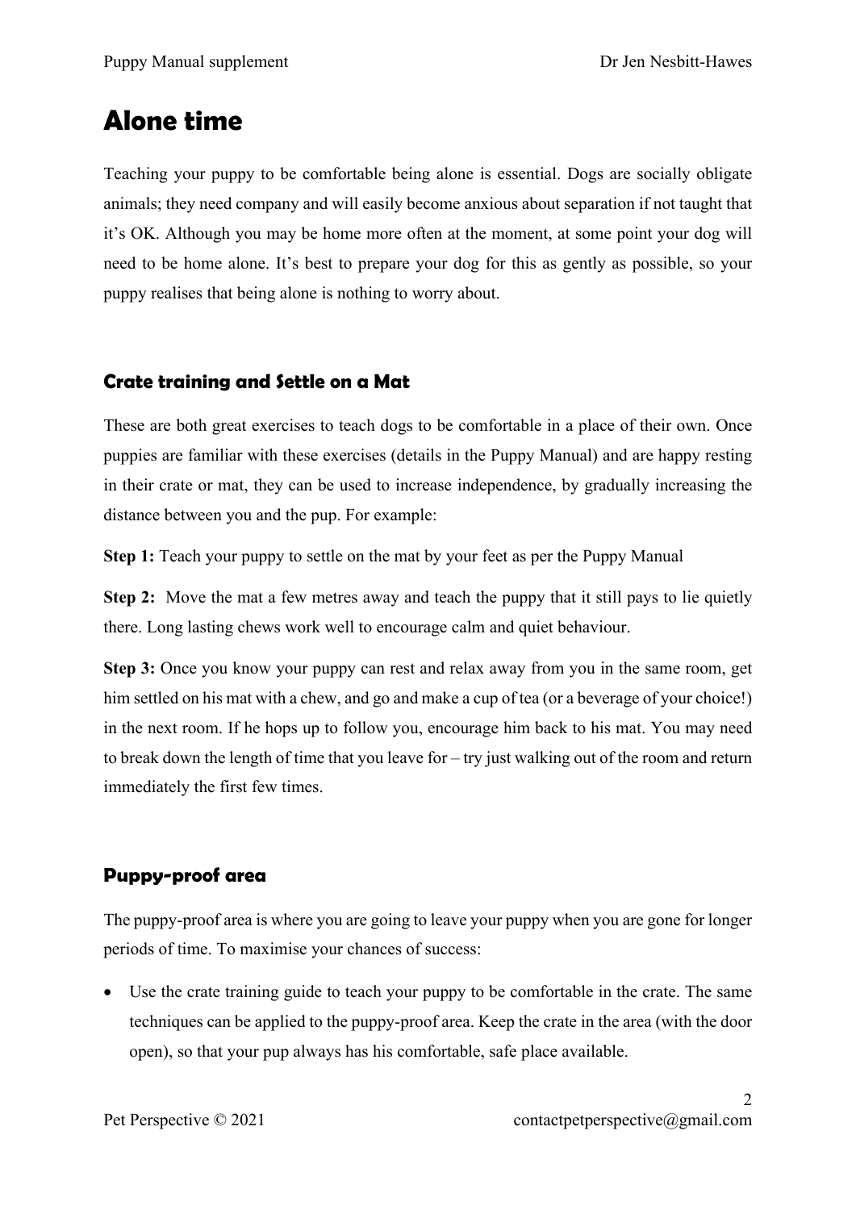# Alone time

Teaching your puppy to be comfortable being alone is essential. Dogs are socially obligate animals; they need company and will easily become anxious about separation if not taught that it's OK. Although you may be home more often at the moment, at some point your dog will need to be home alone. It's best to prepare your dog for this as gently as possible, so your puppy realises that being alone is nothing to worry about.

## Crate training and Settle on a Mat

These are both great exercises to teach dogs to be comfortable in a place of their own. Once puppies are familiar with these exercises (details in the Puppy Manual) and are happy resting in their crate or mat, they can be used to increase independence, by gradually increasing the distance between you and the pup. For example:

**Step 1:** Teach your puppy to settle on the mat by your feet as per the Puppy Manual

**Step 2:** Move the mat a few metres away and teach the puppy that it still pays to lie quietly there. Long lasting chews work well to encourage calm and quiet behaviour.

**Step 3:** Once you know your puppy can rest and relax away from you in the same room, get him settled on his mat with a chew, and go and make a cup of tea (or a beverage of your choice!) in the next room. If he hops up to follow you, encourage him back to his mat. You may need to break down the length of time that you leave for – try just walking out of the room and return immediately the first few times.

## Puppy-proof area

The puppy-proof area is where you are going to leave your puppy when you are gone for longer periods of time. To maximise your chances of success:

- Use the crate training guide to teach your puppy to be comfortable in the crate. The same techniques can be applied to the puppy-proof area. Keep the crate in the area (with the door open), so that your pup always has his comfortable, safe place available.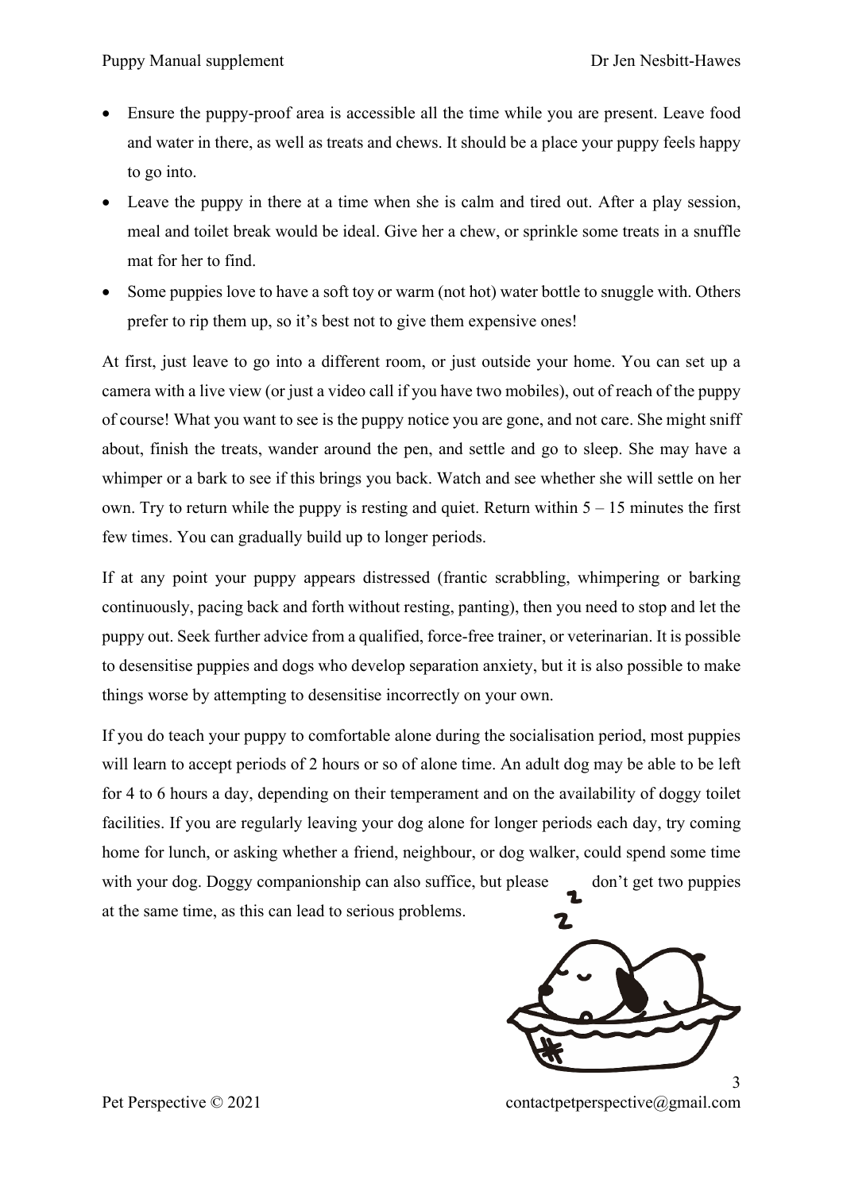- Ensure the puppy-proof area is accessible all the time while you are present. Leave food and water in there, as well as treats and chews. It should be a place your puppy feels happy to go into.
- Leave the puppy in there at a time when she is calm and tired out. After a play session, meal and toilet break would be ideal. Give her a chew, or sprinkle some treats in a snuffle mat for her to find.
- Some puppies love to have a soft toy or warm (not hot) water bottle to snuggle with. Others prefer to rip them up, so it's best not to give them expensive ones!

At first, just leave to go into a different room, or just outside your home. You can set up a camera with a live view (or just a video call if you have two mobiles), out of reach of the puppy of course! What you want to see is the puppy notice you are gone, and not care. She might sniff about, finish the treats, wander around the pen, and settle and go to sleep. She may have a whimper or a bark to see if this brings you back. Watch and see whether she will settle on her own. Try to return while the puppy is resting and quiet. Return within 5 – 15 minutes the first few times. You can gradually build up to longer periods.

If at any point your puppy appears distressed (frantic scrabbling, whimpering or barking continuously, pacing back and forth without resting, panting), then you need to stop and let the puppy out. Seek further advice from a qualified, force-free trainer, or veterinarian. It is possible to desensitise puppies and dogs who develop separation anxiety, but it is also possible to make things worse by attempting to desensitise incorrectly on your own.

If you do teach your puppy to comfortable alone during the socialisation period, most puppies will learn to accept periods of 2 hours or so of alone time. An adult dog may be able to be left for 4 to 6 hours a day, depending on their temperament and on the availability of doggy toilet facilities. If you are regularly leaving your dog alone for longer periods each day, try coming home for lunch, or asking whether a friend, neighbour, or dog walker, could spend some time with your dog. Doggy companionship can also suffice, but please don't get two puppies at the same time, as this can lead to serious problems.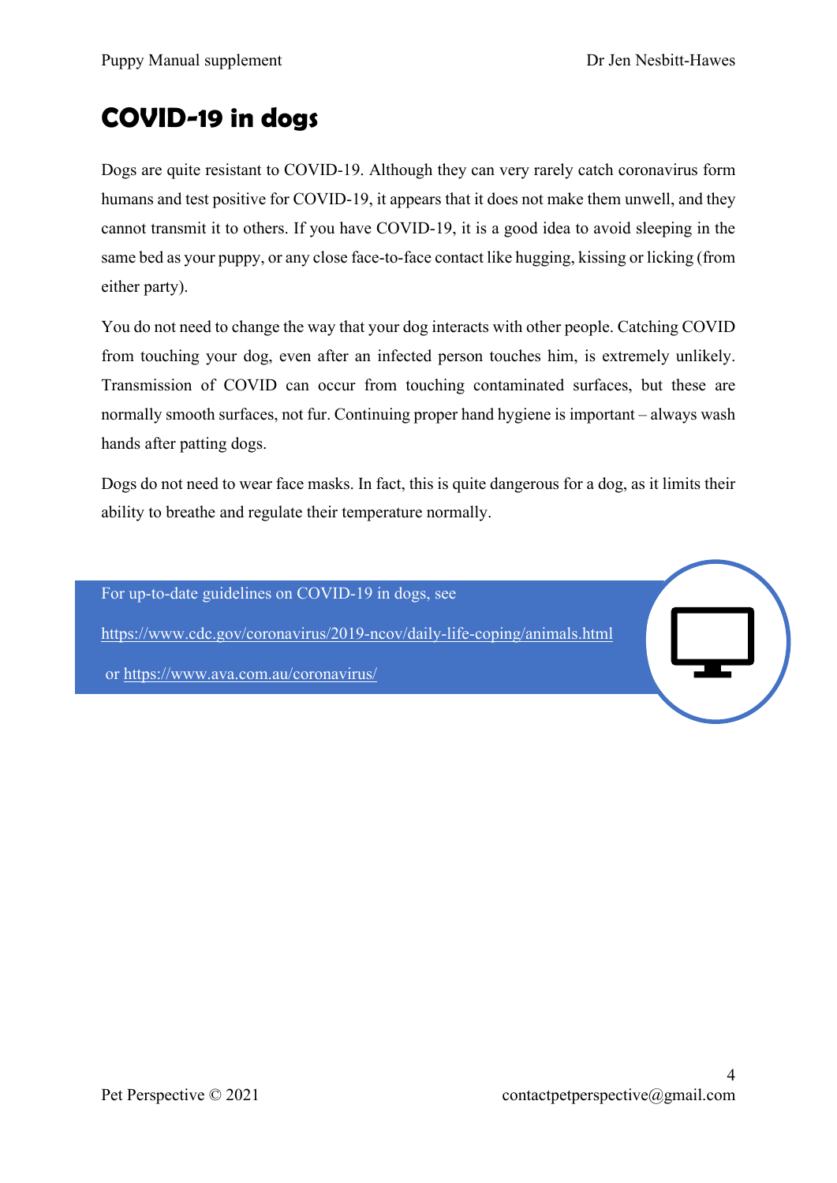# COVID-19 in dogs

Dogs are quite resistant to COVID-19. Although they can very rarely catch coronavirus form humans and test positive for COVID-19, it appears that it does not make them unwell, and they cannot transmit it to others. If you have COVID-19, it is a good idea to avoid sleeping in the same bed as your puppy, or any close face-to-face contact like hugging, kissing or licking (from either party).

You do not need to change the way that your dog interacts with other people. Catching COVID from touching your dog, even after an infected person touches him, is extremely unlikely. Transmission of COVID can occur from touching contaminated surfaces, but these are normally smooth surfaces, not fur. Continuing proper hand hygiene is important – always wash hands after patting dogs.

Dogs do not need to wear face masks. In fact, this is quite dangerous for a dog, as it limits their ability to breathe and regulate their temperature normally.

For up-to-date guidelines on COVID-19 in dogs, see

https://www.cdc.gov/coronavirus/2019-ncov/daily-life-coping/animals.html

or https://www.ava.com.au/coronavirus/